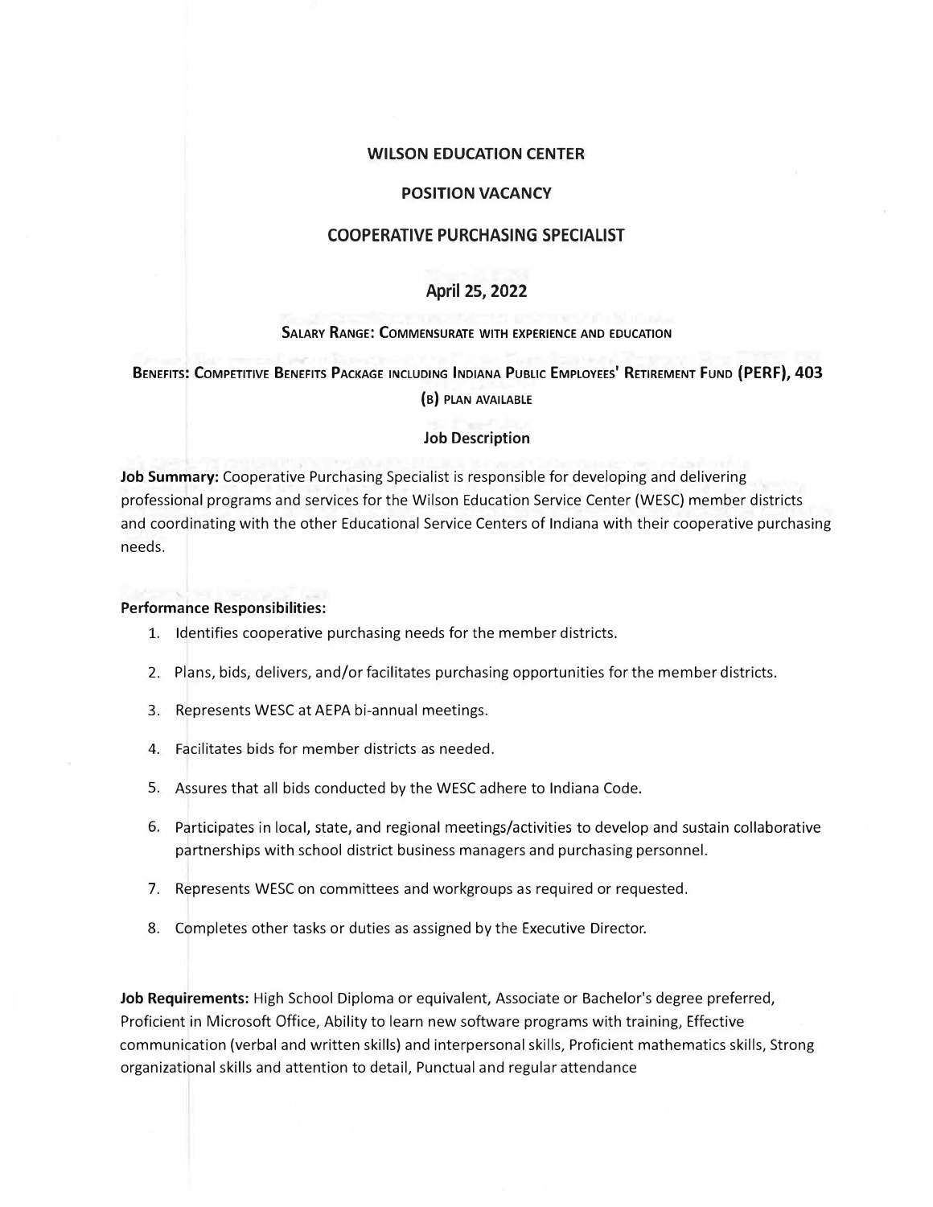# WILSON EDUCATION CENTER

## POSITION VACANCY

## COOPERATIVE PURCHASING SPECIALIST

### April 25, 2022

**SALARY RANGE: COMMENSURATE WITH EXPERIENCE AND EDUCATION**

**BENEFITS: COMPETITIVE BENEFITS PACKAGE INCLUDING INDIANA PUBLIC EMPLOYEES' RETIREMENT FUND (PERF), 403 (B) PLAN AVAILABLE**

### Job Description

**Job Summary:** Cooperative Purchasing Specialist is responsible for developing and delivering professional programs and services for the Wilson Education Service Center (WESC) member districts and coordinating with the other Educational Service Centers of Indiana with their cooperative purchasing needs.

**Performance Responsibilities:**

1. Identifies cooperative purchasing needs for the member districts.
2. Plans, bids, delivers, and/or facilitates purchasing opportunities for the member districts.
3. Represents WESC at AEPA bi-annual meetings.
4. Facilitates bids for member districts as needed.
5. Assures that all bids conducted by the WESC adhere to Indiana Code.
6. Participates in local, state, and regional meetings/activities to develop and sustain collaborative partnerships with school district business managers and purchasing personnel.
7. Represents WESC on committees and workgroups as required or requested.
8. Completes other tasks or duties as assigned by the Executive Director.

**Job Requirements:** High School Diploma or equivalent, Associate or Bachelor's degree preferred, Proficient in Microsoft Office, Ability to learn new software programs with training, Effective communication (verbal and written skills) and interpersonal skills, Proficient mathematics skills, Strong organizational skills and attention to detail, Punctual and regular attendance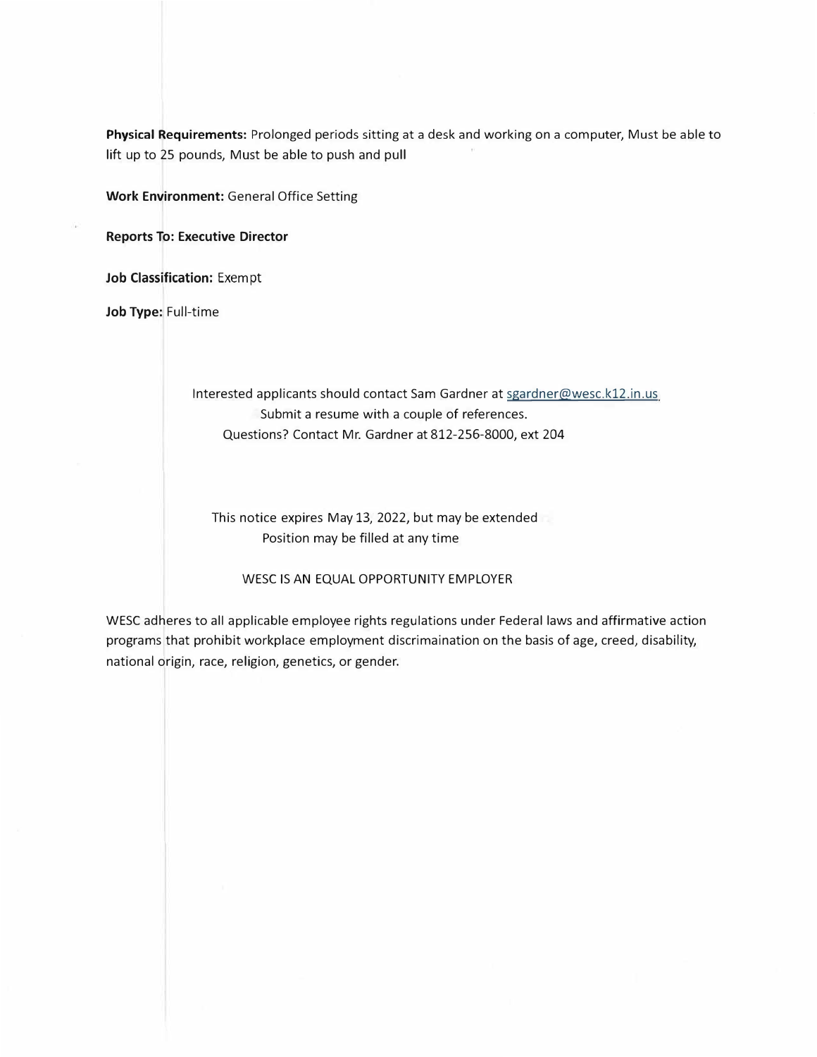**Physical Requirements:** Prolonged periods sitting at a desk and working on a computer, Must be able to lift up to 25 pounds, Must be able to push and pull

**Work Environment:** General Office Setting

**Reports To: Executive Director**

**Job Classification:** Exempt

**Job Type:** Full-time

Interested applicants should contact Sam Gardner at sgardner@wesc.k12.in.us
Submit a resume with a couple of references.
Questions? Contact Mr. Gardner at 812-256-8000, ext 204

This notice expires May 13, 2022, but may be extended
Position may be filled at any time

WESC IS AN EQUAL OPPORTUNITY EMPLOYER

WESC adheres to all applicable employee rights regulations under Federal laws and affirmative action programs that prohibit workplace employment discrimaination on the basis of age, creed, disability, national origin, race, religion, genetics, or gender.